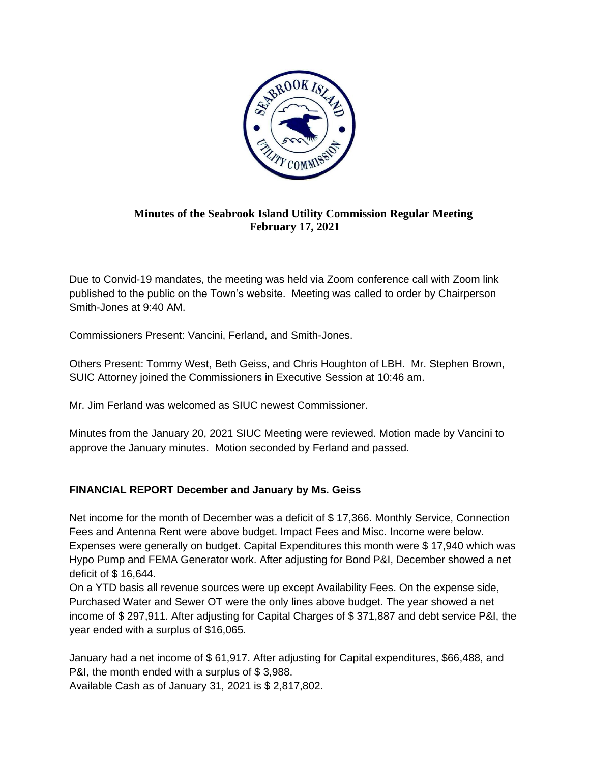**Minutes of the Seabrook Island Utility Commission Regular Meeting**
**February 17, 2021**

Due to Convid-19 mandates, the meeting was held via Zoom conference call with Zoom link published to the public on the Town's website. Meeting was called to order by Chairperson Smith-Jones at 9:40 AM.

Commissioners Present: Vancini, Ferland, and Smith-Jones.

Others Present: Tommy West, Beth Geiss, and Chris Houghton of LBH. Mr. Stephen Brown, SUIC Attorney joined the Commissioners in Executive Session at 10:46 am.

Mr. Jim Ferland was welcomed as SIUC newest Commissioner.

Minutes from the January 20, 2021 SIUC Meeting were reviewed. Motion made by Vancini to approve the January minutes. Motion seconded by Ferland and passed.

## FINANCIAL REPORT December and January by Ms. Geiss

Net income for the month of December was a deficit of $ 17,366. Monthly Service, Connection Fees and Antenna Rent were above budget. Impact Fees and Misc. Income were below. Expenses were generally on budget. Capital Expenditures this month were $ 17,940 which was Hypo Pump and FEMA Generator work. After adjusting for Bond P&I, December showed a net deficit of $ 16,644.

On a YTD basis all revenue sources were up except Availability Fees. On the expense side, Purchased Water and Sewer OT were the only lines above budget. The year showed a net income of $ 297,911. After adjusting for Capital Charges of $ 371,887 and debt service P&I, the year ended with a surplus of $16,065.

January had a net income of $ 61,917. After adjusting for Capital expenditures, $66,488, and P&I, the month ended with a surplus of $ 3,988.

Available Cash as of January 31, 2021 is $ 2,817,802.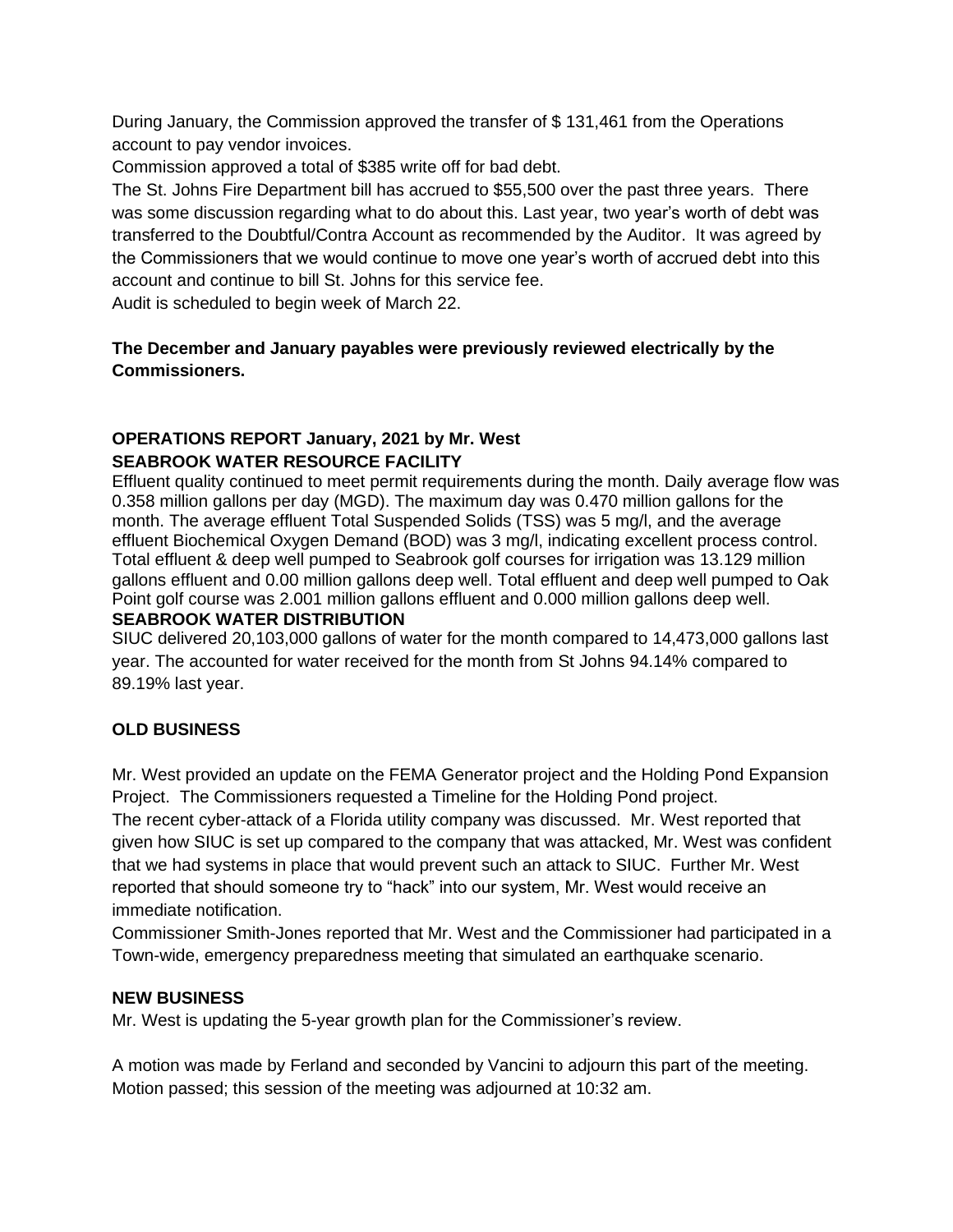During January, the Commission approved the transfer of $ 131,461 from the Operations account to pay vendor invoices.

Commission approved a total of $385 write off for bad debt.

The St. Johns Fire Department bill has accrued to $55,500 over the past three years. There was some discussion regarding what to do about this. Last year, two year's worth of debt was transferred to the Doubtful/Contra Account as recommended by the Auditor. It was agreed by the Commissioners that we would continue to move one year's worth of accrued debt into this account and continue to bill St. Johns for this service fee.

Audit is scheduled to begin week of March 22.

**The December and January payables were previously reviewed electrically by the Commissioners.**

## OPERATIONS REPORT January, 2021 by Mr. West

### SEABROOK WATER RESOURCE FACILITY

Effluent quality continued to meet permit requirements during the month. Daily average flow was 0.358 million gallons per day (MGD). The maximum day was 0.470 million gallons for the month. The average effluent Total Suspended Solids (TSS) was 5 mg/l, and the average effluent Biochemical Oxygen Demand (BOD) was 3 mg/l, indicating excellent process control. Total effluent & deep well pumped to Seabrook golf courses for irrigation was 13.129 million gallons effluent and 0.00 million gallons deep well. Total effluent and deep well pumped to Oak Point golf course was 2.001 million gallons effluent and 0.000 million gallons deep well.

### SEABROOK WATER DISTRIBUTION

SIUC delivered 20,103,000 gallons of water for the month compared to 14,473,000 gallons last year. The accounted for water received for the month from St Johns 94.14% compared to 89.19% last year.

## OLD BUSINESS

Mr. West provided an update on the FEMA Generator project and the Holding Pond Expansion Project. The Commissioners requested a Timeline for the Holding Pond project.

The recent cyber-attack of a Florida utility company was discussed. Mr. West reported that given how SIUC is set up compared to the company that was attacked, Mr. West was confident that we had systems in place that would prevent such an attack to SIUC. Further Mr. West reported that should someone try to "hack" into our system, Mr. West would receive an immediate notification.

Commissioner Smith-Jones reported that Mr. West and the Commissioner had participated in a Town-wide, emergency preparedness meeting that simulated an earthquake scenario.

## NEW BUSINESS

Mr. West is updating the 5-year growth plan for the Commissioner's review.

A motion was made by Ferland and seconded by Vancini to adjourn this part of the meeting. Motion passed; this session of the meeting was adjourned at 10:32 am.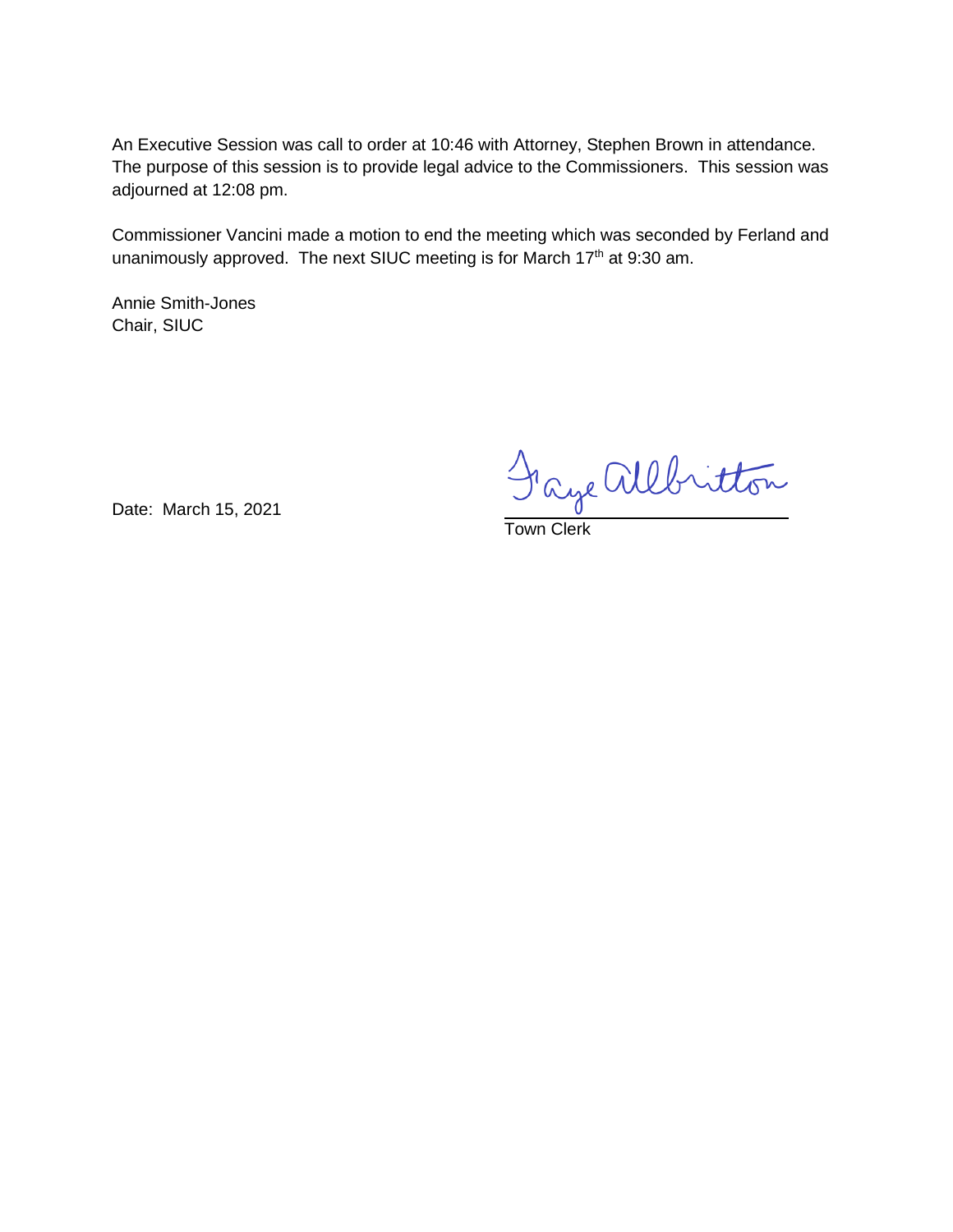An Executive Session was call to order at 10:46 with Attorney, Stephen Brown in attendance. The purpose of this session is to provide legal advice to the Commissioners. This session was adjourned at 12:08 pm.

Commissioner Vancini made a motion to end the meeting which was seconded by Ferland and unanimously approved. The next SIUC meeting is for March 17th at 9:30 am.

Annie Smith-Jones
Chair, SIUC

Date: March 15, 2021

Faye Allbritton
Town Clerk